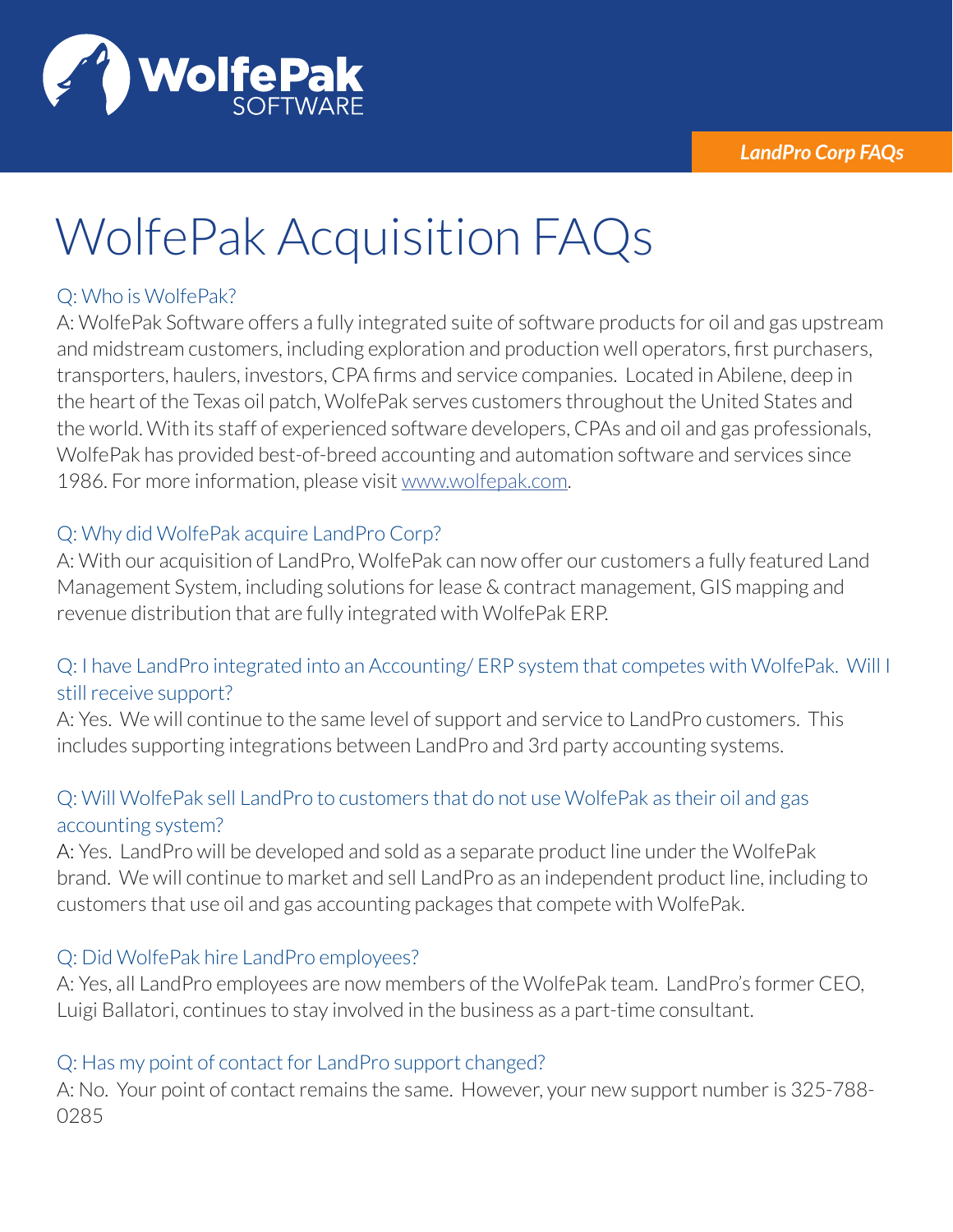WolfePak SOFTWARE

*LandPro Corp FAQs*

# WolfePak Acquisition FAQs

Q: Who is WolfePak?

A: WolfePak Software offers a fully integrated suite of software products for oil and gas upstream and midstream customers, including exploration and production well operators, first purchasers, transporters, haulers, investors, CPA firms and service companies. Located in Abilene, deep in the heart of the Texas oil patch, WolfePak serves customers throughout the United States and the world. With its staff of experienced software developers, CPAs and oil and gas professionals, WolfePak has provided best-of-breed accounting and automation software and services since 1986. For more information, please visit www.wolfepak.com.

Q: Why did WolfePak acquire LandPro Corp?

A: With our acquisition of LandPro, WolfePak can now offer our customers a fully featured Land Management System, including solutions for lease & contract management, GIS mapping and revenue distribution that are fully integrated with WolfePak ERP.

Q: I have LandPro integrated into an Accounting/ ERP system that competes with WolfePak. Will I still receive support?

A: Yes. We will continue to the same level of support and service to LandPro customers. This includes supporting integrations between LandPro and 3rd party accounting systems.

Q: Will WolfePak sell LandPro to customers that do not use WolfePak as their oil and gas accounting system?

A: Yes. LandPro will be developed and sold as a separate product line under the WolfePak brand. We will continue to market and sell LandPro as an independent product line, including to customers that use oil and gas accounting packages that compete with WolfePak.

Q: Did WolfePak hire LandPro employees?

A: Yes, all LandPro employees are now members of the WolfePak team. LandPro's former CEO, Luigi Ballatori, continues to stay involved in the business as a part-time consultant.

Q: Has my point of contact for LandPro support changed?

A: No. Your point of contact remains the same. However, your new support number is 325-788-0285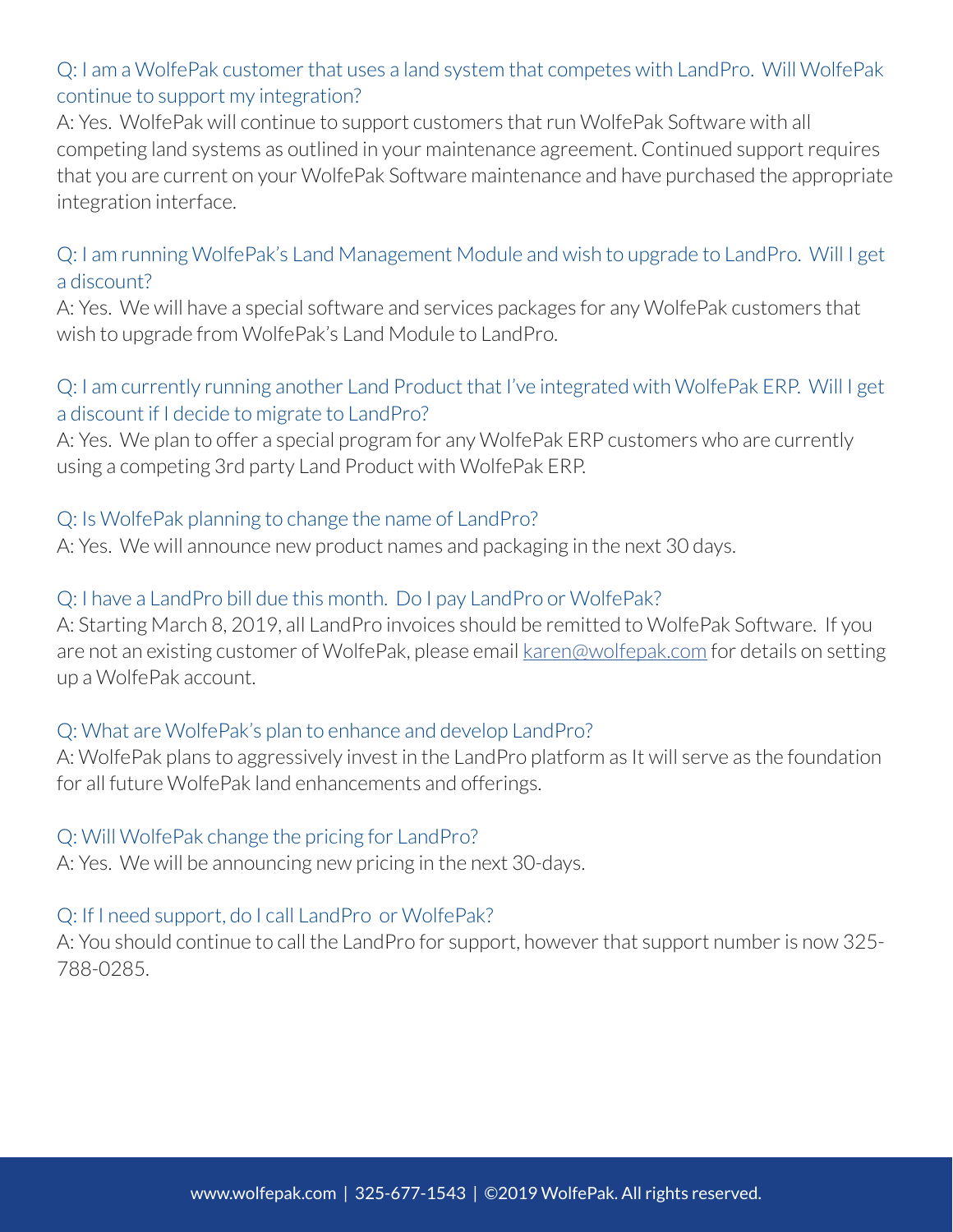Q: I am a WolfePak customer that uses a land system that competes with LandPro. Will WolfePak continue to support my integration?

A: Yes. WolfePak will continue to support customers that run WolfePak Software with all competing land systems as outlined in your maintenance agreement. Continued support requires that you are current on your WolfePak Software maintenance and have purchased the appropriate integration interface.

Q: I am running WolfePak's Land Management Module and wish to upgrade to LandPro. Will I get a discount?

A: Yes. We will have a special software and services packages for any WolfePak customers that wish to upgrade from WolfePak's Land Module to LandPro.

Q: I am currently running another Land Product that I've integrated with WolfePak ERP. Will I get a discount if I decide to migrate to LandPro?

A: Yes. We plan to offer a special program for any WolfePak ERP customers who are currently using a competing 3rd party Land Product with WolfePak ERP.

Q: Is WolfePak planning to change the name of LandPro?

A: Yes. We will announce new product names and packaging in the next 30 days.

Q: I have a LandPro bill due this month. Do I pay LandPro or WolfePak?

A: Starting March 8, 2019, all LandPro invoices should be remitted to WolfePak Software. If you are not an existing customer of WolfePak, please email karen@wolfepak.com for details on setting up a WolfePak account.

Q: What are WolfePak's plan to enhance and develop LandPro?

A: WolfePak plans to aggressively invest in the LandPro platform as It will serve as the foundation for all future WolfePak land enhancements and offerings.

Q: Will WolfePak change the pricing for LandPro?

A: Yes. We will be announcing new pricing in the next 30-days.

Q: If I need support, do I call LandPro or WolfePak?

A: You should continue to call the LandPro for support, however that support number is now 325-788-0285.

www.wolfepak.com | 325-677-1543 | ©2019 WolfePak. All rights reserved.